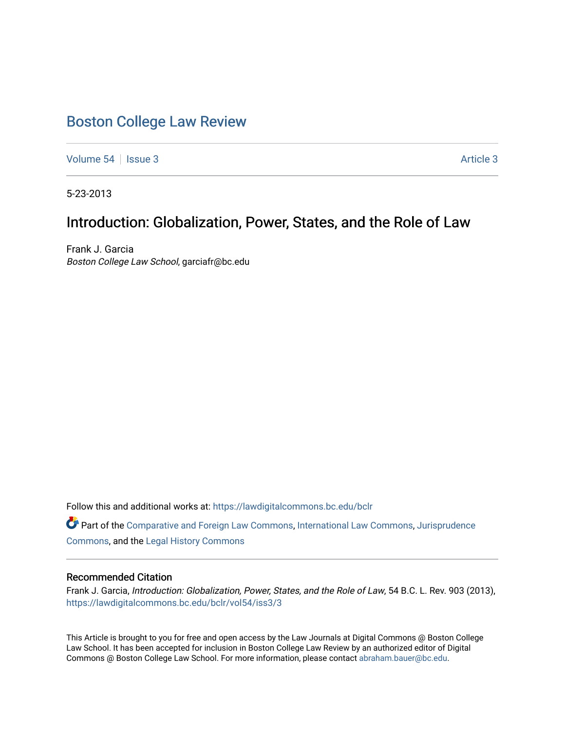# Boston College Law Review

Volume 54 | Issue 3 | Article 3

5-23-2013

## Introduction: Globalization, Power, States, and the Role of Law

Frank J. Garcia
*Boston College Law School*, garciafr@bc.edu

Follow this and additional works at: https://lawdigitalcommons.bc.edu/bclr

Part of the Comparative and Foreign Law Commons, International Law Commons, Jurisprudence Commons, and the Legal History Commons

### Recommended Citation

Frank J. Garcia, *Introduction: Globalization, Power, States, and the Role of Law*, 54 B.C. L. Rev. 903 (2013), https://lawdigitalcommons.bc.edu/bclr/vol54/iss3/3

This Article is brought to you for free and open access by the Law Journals at Digital Commons @ Boston College Law School. It has been accepted for inclusion in Boston College Law Review by an authorized editor of Digital Commons @ Boston College Law School. For more information, please contact abraham.bauer@bc.edu.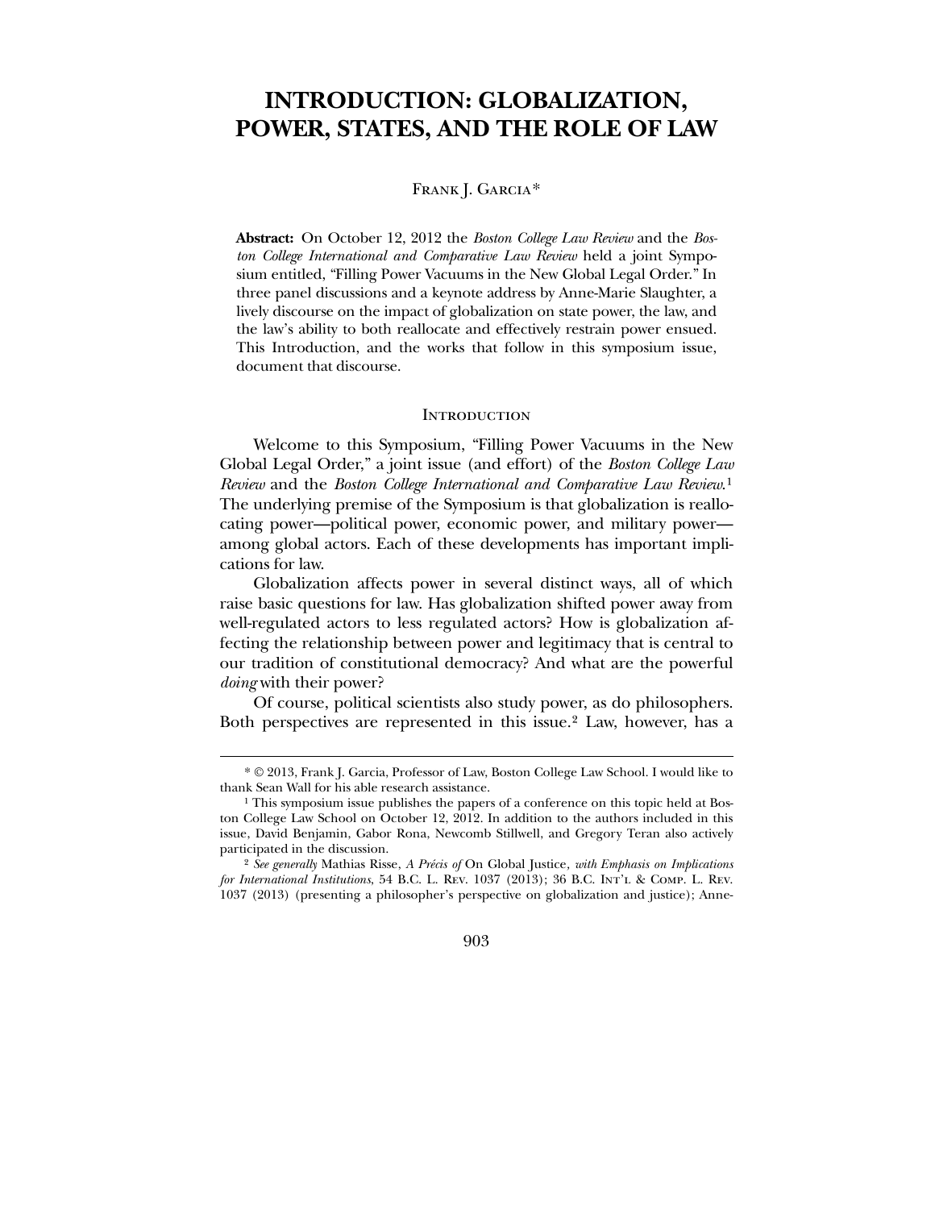# INTRODUCTION: GLOBALIZATION, POWER, STATES, AND THE ROLE OF LAW

FRANK J. GARCIA*

**Abstract:** On October 12, 2012 the *Boston College Law Review* and the *Boston College International and Comparative Law Review* held a joint Symposium entitled, "Filling Power Vacuums in the New Global Legal Order." In three panel discussions and a keynote address by Anne-Marie Slaughter, a lively discourse on the impact of globalization on state power, the law, and the law's ability to both reallocate and effectively restrain power ensued. This Introduction, and the works that follow in this symposium issue, document that discourse.

## INTRODUCTION

Welcome to this Symposium, "Filling Power Vacuums in the New Global Legal Order," a joint issue (and effort) of the *Boston College Law Review* and the *Boston College International and Comparative Law Review*.[1] The underlying premise of the Symposium is that globalization is reallocating power—political power, economic power, and military power—among global actors. Each of these developments has important implications for law.

Globalization affects power in several distinct ways, all of which raise basic questions for law. Has globalization shifted power away from well-regulated actors to less regulated actors? How is globalization affecting the relationship between power and legitimacy that is central to our tradition of constitutional democracy? And what are the powerful *doing* with their power?

Of course, political scientists also study power, as do philosophers. Both perspectives are represented in this issue.[2] Law, however, has a

---

* © 2013, Frank J. Garcia, Professor of Law, Boston College Law School. I would like to thank Sean Wall for his able research assistance.

[1] This symposium issue publishes the papers of a conference on this topic held at Boston College Law School on October 12, 2012. In addition to the authors included in this issue, David Benjamin, Gabor Rona, Newcomb Stillwell, and Gregory Teran also actively participated in the discussion.

[2] *See generally* Mathias Risse, *A Précis of* On Global Justice*, with Emphasis on Implications for International Institutions*, 54 B.C. L. REV. 1037 (2013); 36 B.C. INT'L & COMP. L. REV. 1037 (2013) (presenting a philosopher's perspective on globalization and justice); Anne-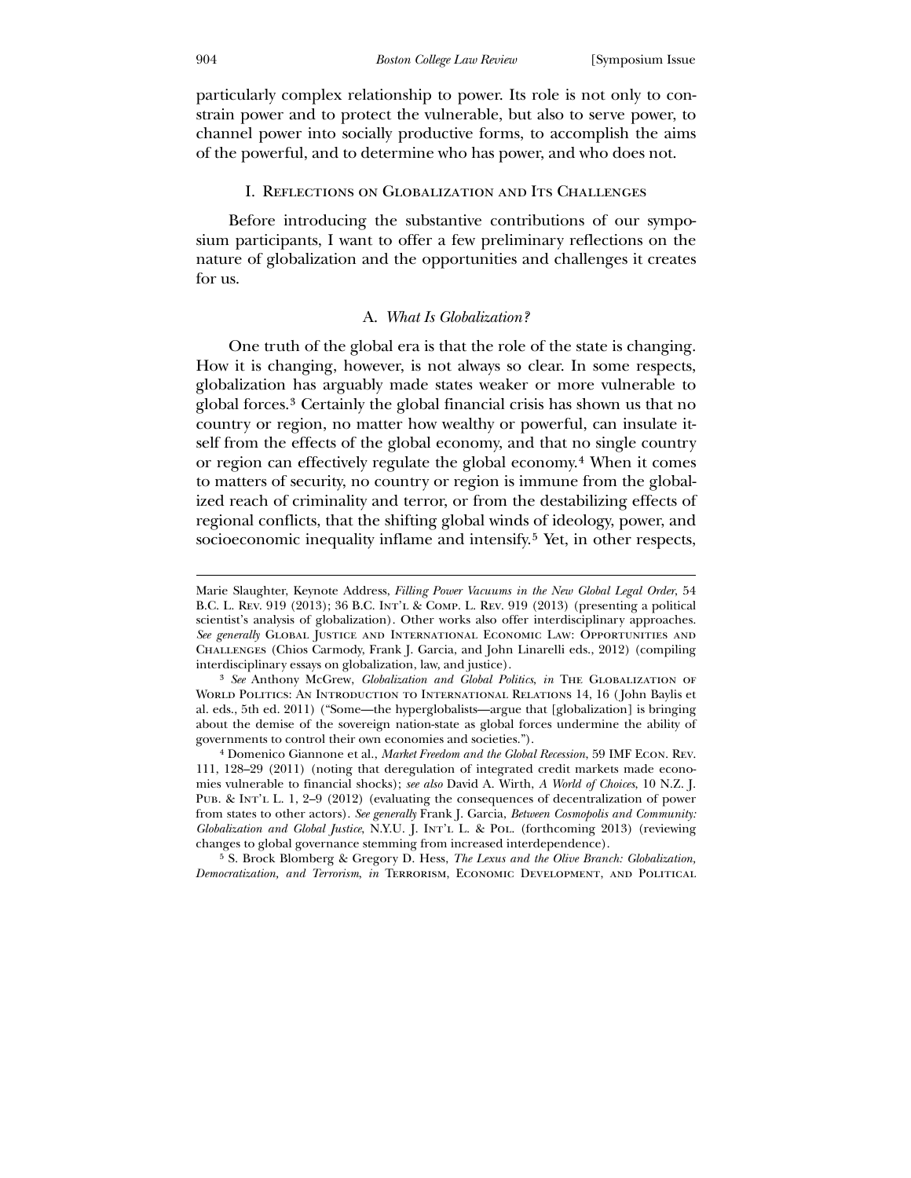particularly complex relationship to power. Its role is not only to constrain power and to protect the vulnerable, but also to serve power, to channel power into socially productive forms, to accomplish the aims of the powerful, and to determine who has power, and who does not.

## I. Reflections on Globalization and Its Challenges

Before introducing the substantive contributions of our symposium participants, I want to offer a few preliminary reflections on the nature of globalization and the opportunities and challenges it creates for us.

### A. *What Is Globalization?*

One truth of the global era is that the role of the state is changing. How it is changing, however, is not always so clear. In some respects, globalization has arguably made states weaker or more vulnerable to global forces.[3] Certainly the global financial crisis has shown us that no country or region, no matter how wealthy or powerful, can insulate itself from the effects of the global economy, and that no single country or region can effectively regulate the global economy.[4] When it comes to matters of security, no country or region is immune from the globalized reach of criminality and terror, or from the destabilizing effects of regional conflicts, that the shifting global winds of ideology, power, and socioeconomic inequality inflame and intensify.[5] Yet, in other respects,

---

Marie Slaughter, Keynote Address, *Filling Power Vacuums in the New Global Legal Order*, 54 B.C. L. Rev. 919 (2013); 36 B.C. Int'l & Comp. L. Rev. 919 (2013) (presenting a political scientist's analysis of globalization). Other works also offer interdisciplinary approaches. *See generally* Global Justice and International Economic Law: Opportunities and Challenges (Chios Carmody, Frank J. Garcia, and John Linarelli eds., 2012) (compiling interdisciplinary essays on globalization, law, and justice).

[3] *See* Anthony McGrew, *Globalization and Global Politics*, *in* The Globalization of World Politics: An Introduction to International Relations 14, 16 (John Baylis et al. eds., 5th ed. 2011) ("Some—the hyperglobalists—argue that [globalization] is bringing about the demise of the sovereign nation-state as global forces undermine the ability of governments to control their own economies and societies.").

[4] Domenico Giannone et al., *Market Freedom and the Global Recession*, 59 IMF Econ. Rev. 111, 128–29 (2011) (noting that deregulation of integrated credit markets made economies vulnerable to financial shocks); *see also* David A. Wirth, *A World of Choices*, 10 N.Z. J. Pub. & Int'l L. 1, 2–9 (2012) (evaluating the consequences of decentralization of power from states to other actors). *See generally* Frank J. Garcia, *Between Cosmopolis and Community: Globalization and Global Justice*, N.Y.U. J. Int'l L. & Pol. (forthcoming 2013) (reviewing changes to global governance stemming from increased interdependence).

[5] S. Brock Blomberg & Gregory D. Hess, *The Lexus and the Olive Branch: Globalization, Democratization, and Terrorism*, *in* Terrorism, Economic Development, and Political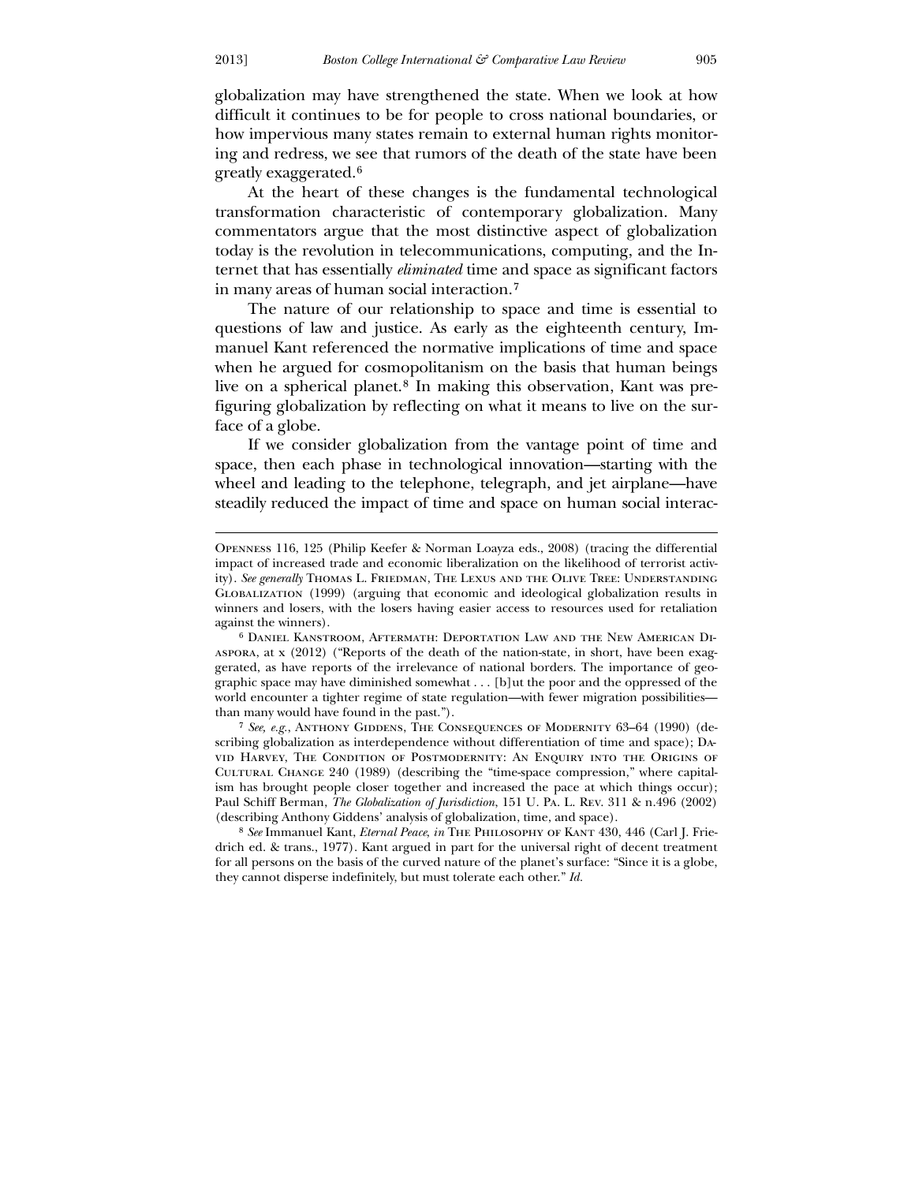globalization may have strengthened the state. When we look at how difficult it continues to be for people to cross national boundaries, or how impervious many states remain to external human rights monitoring and redress, we see that rumors of the death of the state have been greatly exaggerated.[6]

At the heart of these changes is the fundamental technological transformation characteristic of contemporary globalization. Many commentators argue that the most distinctive aspect of globalization today is the revolution in telecommunications, computing, and the Internet that has essentially *eliminated* time and space as significant factors in many areas of human social interaction.[7]

The nature of our relationship to space and time is essential to questions of law and justice. As early as the eighteenth century, Immanuel Kant referenced the normative implications of time and space when he argued for cosmopolitanism on the basis that human beings live on a spherical planet.[8] In making this observation, Kant was prefiguring globalization by reflecting on what it means to live on the surface of a globe.

If we consider globalization from the vantage point of time and space, then each phase in technological innovation—starting with the wheel and leading to the telephone, telegraph, and jet airplane—have steadily reduced the impact of time and space on human social interac-

---

Openness 116, 125 (Philip Keefer & Norman Loayza eds., 2008) (tracing the differential impact of increased trade and economic liberalization on the likelihood of terrorist activity). *See generally* Thomas L. Friedman, The Lexus and the Olive Tree: Understanding Globalization (1999) (arguing that economic and ideological globalization results in winners and losers, with the losers having easier access to resources used for retaliation against the winners).

[6] Daniel Kanstroom, Aftermath: Deportation Law and the New American Diaspora, at x (2012) ("Reports of the death of the nation-state, in short, have been exaggerated, as have reports of the irrelevance of national borders. The importance of geographic space may have diminished somewhat . . . [b]ut the poor and the oppressed of the world encounter a tighter regime of state regulation—with fewer migration possibilities—than many would have found in the past.").

[7] *See, e.g.*, Anthony Giddens, The Consequences of Modernity 63–64 (1990) (describing globalization as interdependence without differentiation of time and space); David Harvey, The Condition of Postmodernity: An Enquiry into the Origins of Cultural Change 240 (1989) (describing the "time-space compression," where capitalism has brought people closer together and increased the pace at which things occur); Paul Schiff Berman, *The Globalization of Jurisdiction*, 151 U. Pa. L. Rev. 311 & n.496 (2002) (describing Anthony Giddens' analysis of globalization, time, and space).

[8] *See* Immanuel Kant, *Eternal Peace*, *in* The Philosophy of Kant 430, 446 (Carl J. Friedrich ed. & trans., 1977). Kant argued in part for the universal right of decent treatment for all persons on the basis of the curved nature of the planet's surface: "Since it is a globe, they cannot disperse indefinitely, but must tolerate each other." *Id.*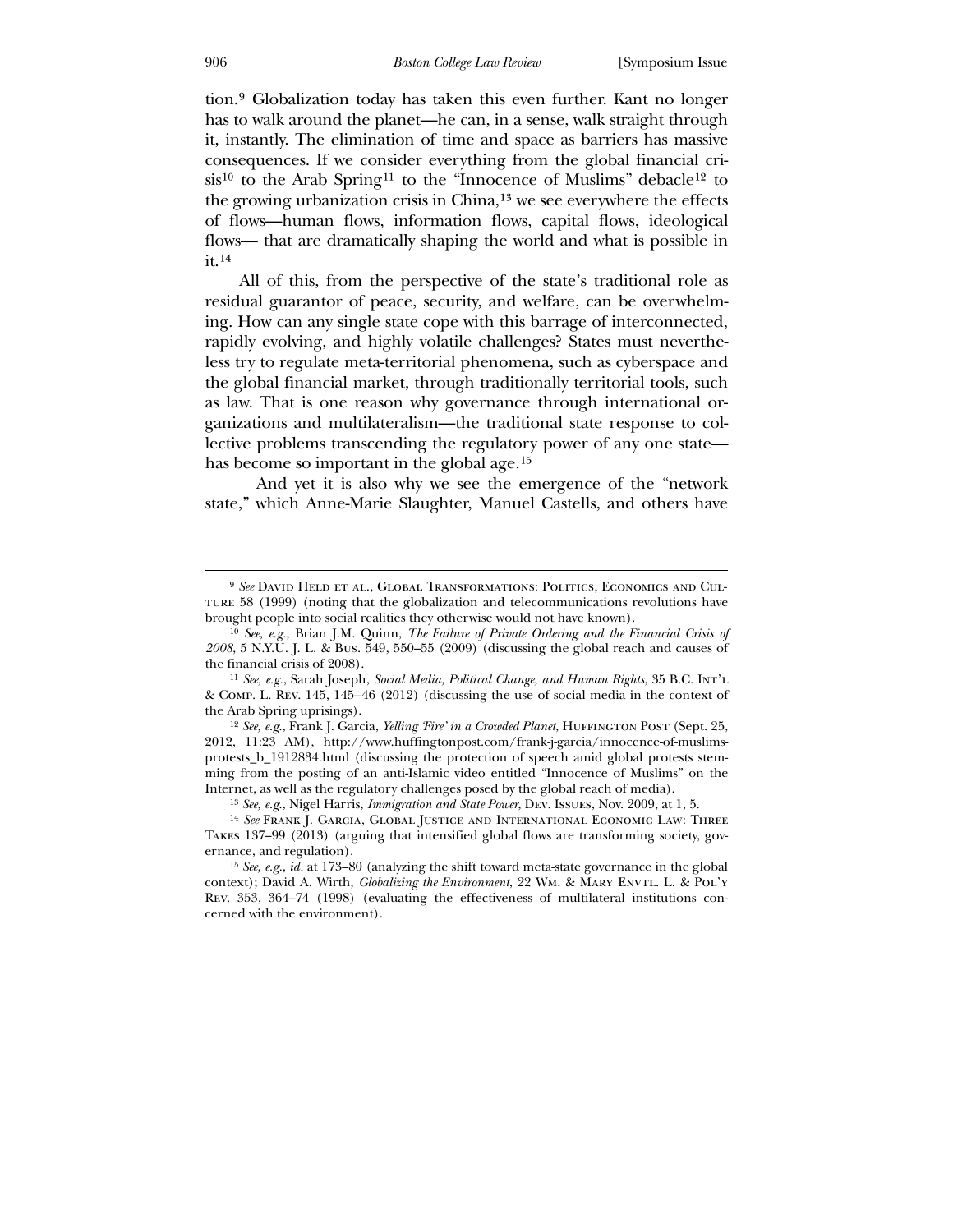tion.[9] Globalization today has taken this even further. Kant no longer has to walk around the planet—he can, in a sense, walk straight through it, instantly. The elimination of time and space as barriers has massive consequences. If we consider everything from the global financial crisis[10] to the Arab Spring[11] to the "Innocence of Muslims" debacle[12] to the growing urbanization crisis in China,[13] we see everywhere the effects of flows—human flows, information flows, capital flows, ideological flows— that are dramatically shaping the world and what is possible in it.[14]

All of this, from the perspective of the state's traditional role as residual guarantor of peace, security, and welfare, can be overwhelming. How can any single state cope with this barrage of interconnected, rapidly evolving, and highly volatile challenges? States must nevertheless try to regulate meta-territorial phenomena, such as cyberspace and the global financial market, through traditionally territorial tools, such as law. That is one reason why governance through international organizations and multilateralism—the traditional state response to collective problems transcending the regulatory power of any one state—has become so important in the global age.[15]

And yet it is also why we see the emergence of the "network state," which Anne-Marie Slaughter, Manuel Castells, and others have

---

[9] *See* David Held et al., Global Transformations: Politics, Economics and Culture 58 (1999) (noting that the globalization and telecommunications revolutions have brought people into social realities they otherwise would not have known).

[10] *See, e.g.*, Brian J.M. Quinn, *The Failure of Private Ordering and the Financial Crisis of 2008*, 5 N.Y.U. J. L. & Bus. 549, 550–55 (2009) (discussing the global reach and causes of the financial crisis of 2008).

[11] *See, e.g.*, Sarah Joseph, *Social Media, Political Change, and Human Rights*, 35 B.C. Int'l & Comp. L. Rev. 145, 145–46 (2012) (discussing the use of social media in the context of the Arab Spring uprisings).

[12] *See, e.g.*, Frank J. Garcia, *Yelling 'Fire' in a Crowded Planet*, Huffington Post (Sept. 25, 2012, 11:23 AM), http://www.huffingtonpost.com/frank-j-garcia/innocence-of-muslims-protests_b_1912834.html (discussing the protection of speech amid global protests stemming from the posting of an anti-Islamic video entitled "Innocence of Muslims" on the Internet, as well as the regulatory challenges posed by the global reach of media).

[13] *See, e.g.*, Nigel Harris, *Immigration and State Power*, Dev. Issues, Nov. 2009, at 1, 5.

[14] *See* Frank J. Garcia, Global Justice and International Economic Law: Three Takes 137–99 (2013) (arguing that intensified global flows are transforming society, governance, and regulation).

[15] *See, e.g.*, *id.* at 173–80 (analyzing the shift toward meta-state governance in the global context); David A. Wirth, *Globalizing the Environment*, 22 Wm. & Mary Envtl. L. & Pol'y Rev. 353, 364–74 (1998) (evaluating the effectiveness of multilateral institutions concerned with the environment).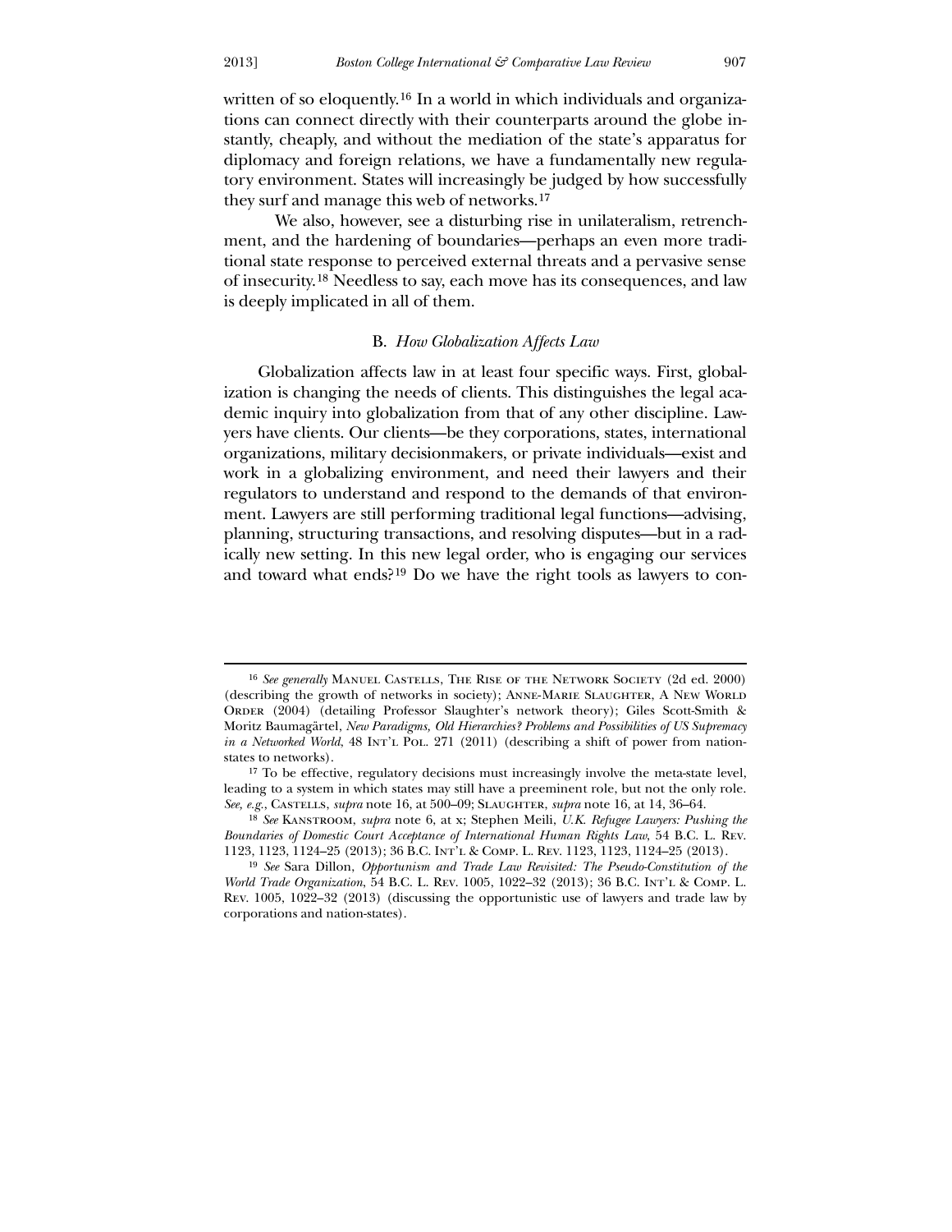written of so eloquently.[16] In a world in which individuals and organizations can connect directly with their counterparts around the globe instantly, cheaply, and without the mediation of the state's apparatus for diplomacy and foreign relations, we have a fundamentally new regulatory environment. States will increasingly be judged by how successfully they surf and manage this web of networks.[17]

We also, however, see a disturbing rise in unilateralism, retrenchment, and the hardening of boundaries—perhaps an even more traditional state response to perceived external threats and a pervasive sense of insecurity.[18] Needless to say, each move has its consequences, and law is deeply implicated in all of them.

### B. *How Globalization Affects Law*

Globalization affects law in at least four specific ways. First, globalization is changing the needs of clients. This distinguishes the legal academic inquiry into globalization from that of any other discipline. Lawyers have clients. Our clients—be they corporations, states, international organizations, military decisionmakers, or private individuals—exist and work in a globalizing environment, and need their lawyers and their regulators to understand and respond to the demands of that environment. Lawyers are still performing traditional legal functions—advising, planning, structuring transactions, and resolving disputes—but in a radically new setting. In this new legal order, who is engaging our services and toward what ends?[19] Do we have the right tools as lawyers to con-

---

[16] *See generally* Manuel Castells, The Rise of the Network Society (2d ed. 2000) (describing the growth of networks in society); Anne-Marie Slaughter, A New World Order (2004) (detailing Professor Slaughter's network theory); Giles Scott-Smith & Moritz Baumagärtel, *New Paradigms, Old Hierarchies? Problems and Possibilities of US Supremacy in a Networked World*, 48 Int'l Pol. 271 (2011) (describing a shift of power from nation-states to networks).

[17] To be effective, regulatory decisions must increasingly involve the meta-state level, leading to a system in which states may still have a preeminent role, but not the only role. *See, e.g.*, Castells, *supra* note 16, at 500–09; Slaughter, *supra* note 16, at 14, 36–64.

[18] *See* Kanstroom, *supra* note 6, at x; Stephen Meili, *U.K. Refugee Lawyers: Pushing the Boundaries of Domestic Court Acceptance of International Human Rights Law*, 54 B.C. L. Rev. 1123, 1123, 1124–25 (2013); 36 B.C. Int'l & Comp. L. Rev. 1123, 1123, 1124–25 (2013).

[19] *See* Sara Dillon, *Opportunism and Trade Law Revisited: The Pseudo-Constitution of the World Trade Organization*, 54 B.C. L. Rev. 1005, 1022–32 (2013); 36 B.C. Int'l & Comp. L. Rev. 1005, 1022–32 (2013) (discussing the opportunistic use of lawyers and trade law by corporations and nation-states).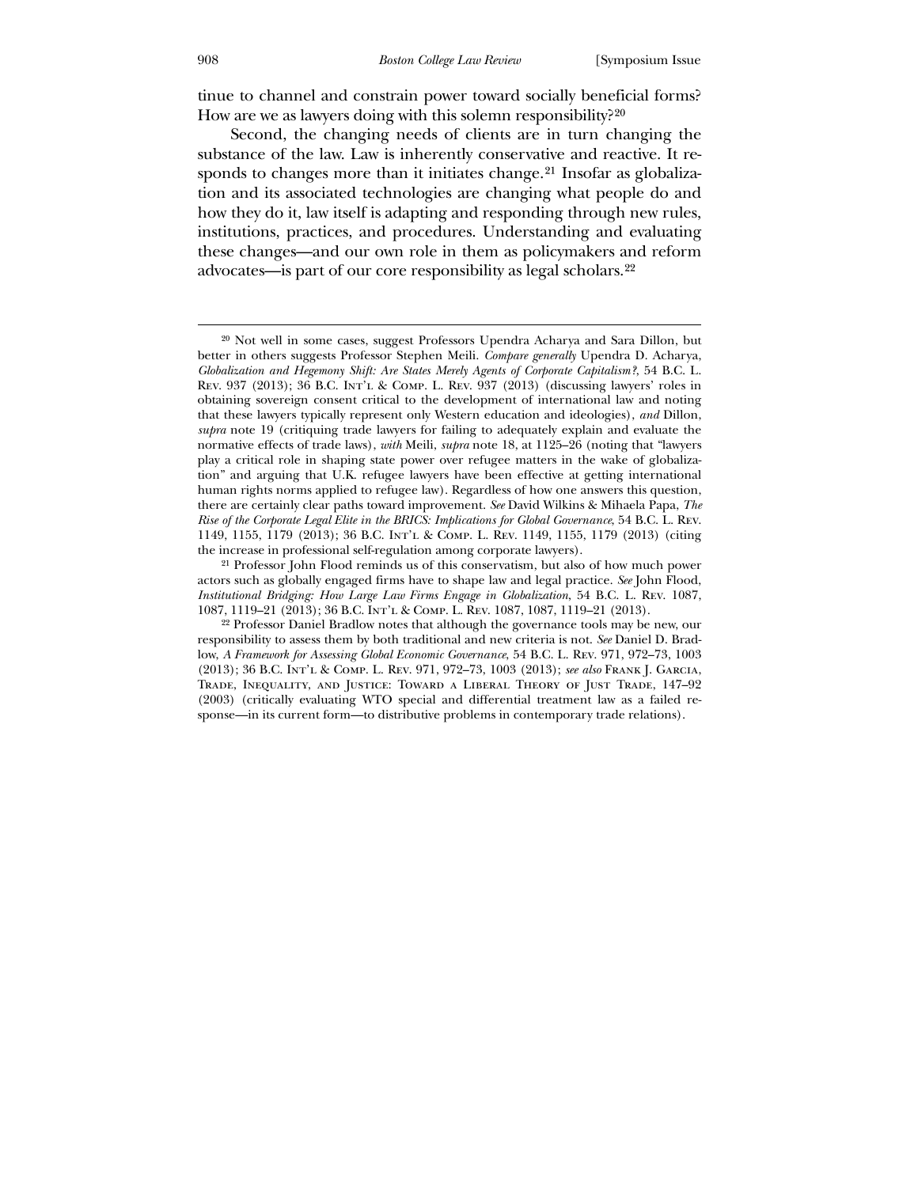tinue to channel and constrain power toward socially beneficial forms? How are we as lawyers doing with this solemn responsibility?[20]

Second, the changing needs of clients are in turn changing the substance of the law. Law is inherently conservative and reactive. It responds to changes more than it initiates change.[21] Insofar as globalization and its associated technologies are changing what people do and how they do it, law itself is adapting and responding through new rules, institutions, practices, and procedures. Understanding and evaluating these changes—and our own role in them as policymakers and reform advocates—is part of our core responsibility as legal scholars.[22]

---

[20] Not well in some cases, suggest Professors Upendra Acharya and Sara Dillon, but better in others suggests Professor Stephen Meili. *Compare generally* Upendra D. Acharya, *Globalization and Hegemony Shift: Are States Merely Agents of Corporate Capitalism?*, 54 B.C. L. Rev. 937 (2013); 36 B.C. Int'l & Comp. L. Rev. 937 (2013) (discussing lawyers' roles in obtaining sovereign consent critical to the development of international law and noting that these lawyers typically represent only Western education and ideologies), *and* Dillon, *supra* note 19 (critiquing trade lawyers for failing to adequately explain and evaluate the normative effects of trade laws), *with* Meili, *supra* note 18, at 1125–26 (noting that "lawyers play a critical role in shaping state power over refugee matters in the wake of globalization" and arguing that U.K. refugee lawyers have been effective at getting international human rights norms applied to refugee law). Regardless of how one answers this question, there are certainly clear paths toward improvement. *See* David Wilkins & Mihaela Papa, *The Rise of the Corporate Legal Elite in the BRICS: Implications for Global Governance*, 54 B.C. L. Rev. 1149, 1155, 1179 (2013); 36 B.C. Int'l & Comp. L. Rev. 1149, 1155, 1179 (2013) (citing the increase in professional self-regulation among corporate lawyers).

[21] Professor John Flood reminds us of this conservatism, but also of how much power actors such as globally engaged firms have to shape law and legal practice. *See* John Flood, *Institutional Bridging: How Large Law Firms Engage in Globalization*, 54 B.C. L. Rev. 1087, 1087, 1119–21 (2013); 36 B.C. Int'l & Comp. L. Rev. 1087, 1087, 1119–21 (2013).

[22] Professor Daniel Bradlow notes that although the governance tools may be new, our responsibility to assess them by both traditional and new criteria is not. *See* Daniel D. Bradlow, *A Framework for Assessing Global Economic Governance*, 54 B.C. L. Rev. 971, 972–73, 1003 (2013); 36 B.C. Int'l & Comp. L. Rev. 971, 972–73, 1003 (2013); *see also* Frank J. Garcia, Trade, Inequality, and Justice: Toward a Liberal Theory of Just Trade, 147–92 (2003) (critically evaluating WTO special and differential treatment law as a failed response—in its current form—to distributive problems in contemporary trade relations).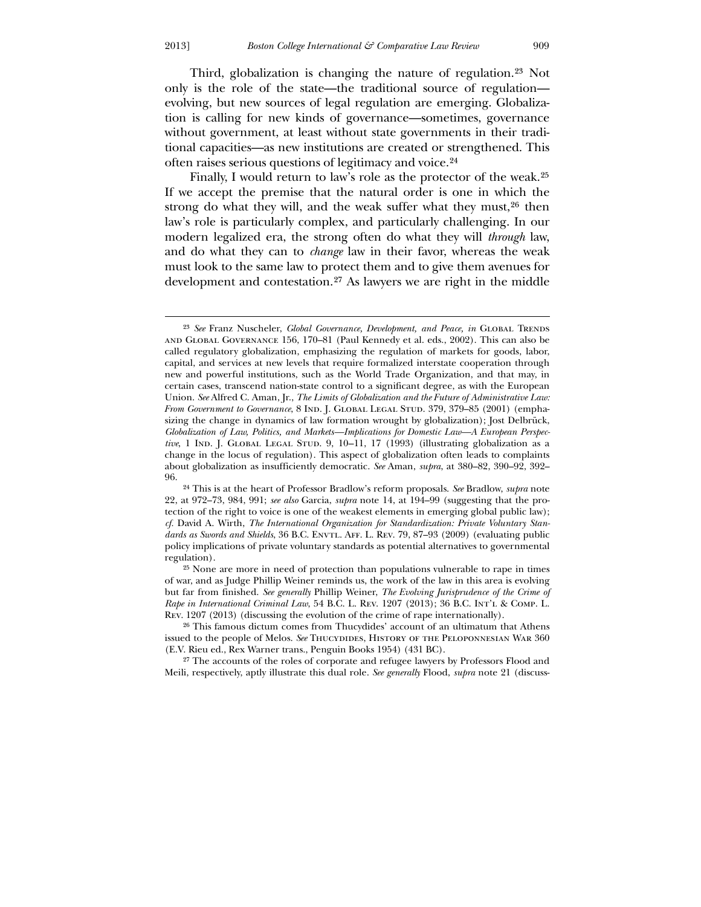Third, globalization is changing the nature of regulation.[23] Not only is the role of the state—the traditional source of regulation—evolving, but new sources of legal regulation are emerging. Globalization is calling for new kinds of governance—sometimes, governance without government, at least without state governments in their traditional capacities—as new institutions are created or strengthened. This often raises serious questions of legitimacy and voice.[24]

Finally, I would return to law's role as the protector of the weak.[25] If we accept the premise that the natural order is one in which the strong do what they will, and the weak suffer what they must,[26] then law's role is particularly complex, and particularly challenging. In our modern legalized era, the strong often do what they will *through* law, and do what they can to *change* law in their favor, whereas the weak must look to the same law to protect them and to give them avenues for development and contestation.[27] As lawyers we are right in the middle

---

[23] *See* Franz Nuscheler, *Global Governance, Development, and Peace*, *in* Global Trends and Global Governance 156, 170–81 (Paul Kennedy et al. eds., 2002). This can also be called regulatory globalization, emphasizing the regulation of markets for goods, labor, capital, and services at new levels that require formalized interstate cooperation through new and powerful institutions, such as the World Trade Organization, and that may, in certain cases, transcend nation-state control to a significant degree, as with the European Union. *See* Alfred C. Aman, Jr., *The Limits of Globalization and the Future of Administrative Law: From Government to Governance*, 8 Ind. J. Global Legal Stud. 379, 379–85 (2001) (emphasizing the change in dynamics of law formation wrought by globalization); Jost Delbrück, *Globalization of Law, Politics, and Markets—Implications for Domestic Law—A European Perspective*, 1 Ind. J. Global Legal Stud. 9, 10–11, 17 (1993) (illustrating globalization as a change in the locus of regulation). This aspect of globalization often leads to complaints about globalization as insufficiently democratic. *See* Aman, *supra*, at 380–82, 390–92, 392–96.

[24] This is at the heart of Professor Bradlow's reform proposals. *See* Bradlow, *supra* note 22, at 972–73, 984, 991; *see also* Garcia, *supra* note 14, at 194–99 (suggesting that the protection of the right to voice is one of the weakest elements in emerging global public law); *cf.* David A. Wirth, *The International Organization for Standardization: Private Voluntary Standards as Swords and Shields*, 36 B.C. Envtl. Aff. L. Rev. 79, 87–93 (2009) (evaluating public policy implications of private voluntary standards as potential alternatives to governmental regulation).

[25] None are more in need of protection than populations vulnerable to rape in times of war, and as Judge Phillip Weiner reminds us, the work of the law in this area is evolving but far from finished. *See generally* Phillip Weiner, *The Evolving Jurisprudence of the Crime of Rape in International Criminal Law*, 54 B.C. L. Rev. 1207 (2013); 36 B.C. Int'l & Comp. L. Rev. 1207 (2013) (discussing the evolution of the crime of rape internationally).

[26] This famous dictum comes from Thucydides' account of an ultimatum that Athens issued to the people of Melos. *See* Thucydides, History of the Peloponnesian War 360 (E.V. Rieu ed., Rex Warner trans., Penguin Books 1954) (431 BC).

[27] The accounts of the roles of corporate and refugee lawyers by Professors Flood and Meili, respectively, aptly illustrate this dual role. *See generally* Flood, *supra* note 21 (discuss-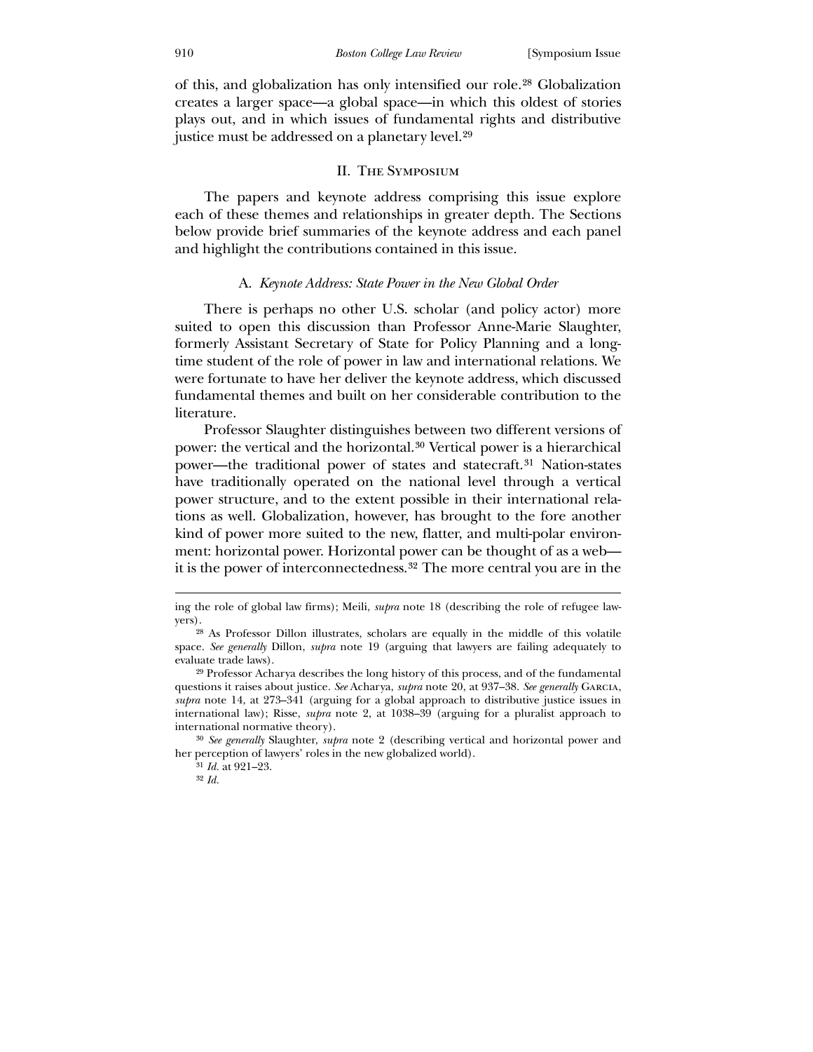of this, and globalization has only intensified our role.[28] Globalization creates a larger space—a global space—in which this oldest of stories plays out, and in which issues of fundamental rights and distributive justice must be addressed on a planetary level.[29]

## II. The Symposium

The papers and keynote address comprising this issue explore each of these themes and relationships in greater depth. The Sections below provide brief summaries of the keynote address and each panel and highlight the contributions contained in this issue.

### A. *Keynote Address: State Power in the New Global Order*

There is perhaps no other U.S. scholar (and policy actor) more suited to open this discussion than Professor Anne-Marie Slaughter, formerly Assistant Secretary of State for Policy Planning and a long-time student of the role of power in law and international relations. We were fortunate to have her deliver the keynote address, which discussed fundamental themes and built on her considerable contribution to the literature.

Professor Slaughter distinguishes between two different versions of power: the vertical and the horizontal.[30] Vertical power is a hierarchical power—the traditional power of states and statecraft.[31] Nation-states have traditionally operated on the national level through a vertical power structure, and to the extent possible in their international relations as well. Globalization, however, has brought to the fore another kind of power more suited to the new, flatter, and multi-polar environment: horizontal power. Horizontal power can be thought of as a web—it is the power of interconnectedness.[32] The more central you are in the

---

ing the role of global law firms); Meili, *supra* note 18 (describing the role of refugee lawyers).

[28] As Professor Dillon illustrates, scholars are equally in the middle of this volatile space. *See generally* Dillon, *supra* note 19 (arguing that lawyers are failing adequately to evaluate trade laws).

[29] Professor Acharya describes the long history of this process, and of the fundamental questions it raises about justice. *See* Acharya, *supra* note 20, at 937–38. *See generally* Garcia, *supra* note 14, at 273–341 (arguing for a global approach to distributive justice issues in international law); Risse, *supra* note 2, at 1038–39 (arguing for a pluralist approach to international normative theory).

[30] *See generally* Slaughter, *supra* note 2 (describing vertical and horizontal power and her perception of lawyers' roles in the new globalized world).

[31] *Id.* at 921–23.

[32] *Id.*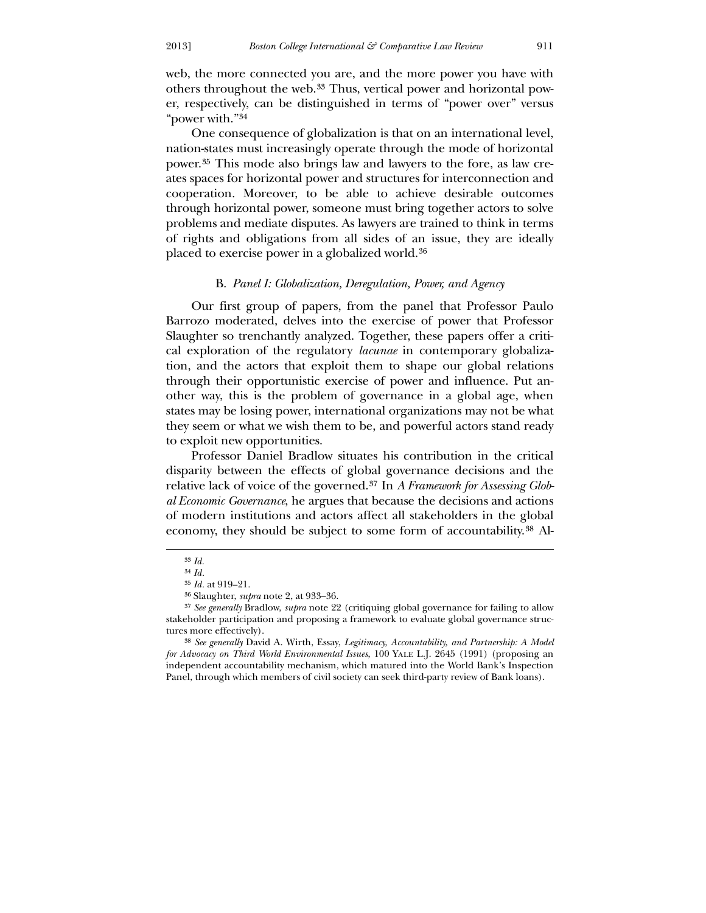web, the more connected you are, and the more power you have with others throughout the web.[33] Thus, vertical power and horizontal power, respectively, can be distinguished in terms of "power over" versus "power with."[34]

One consequence of globalization is that on an international level, nation-states must increasingly operate through the mode of horizontal power.[35] This mode also brings law and lawyers to the fore, as law creates spaces for horizontal power and structures for interconnection and cooperation. Moreover, to be able to achieve desirable outcomes through horizontal power, someone must bring together actors to solve problems and mediate disputes. As lawyers are trained to think in terms of rights and obligations from all sides of an issue, they are ideally placed to exercise power in a globalized world.[36]

### B. *Panel I: Globalization, Deregulation, Power, and Agency*

Our first group of papers, from the panel that Professor Paulo Barrozo moderated, delves into the exercise of power that Professor Slaughter so trenchantly analyzed. Together, these papers offer a critical exploration of the regulatory *lacunae* in contemporary globalization, and the actors that exploit them to shape our global relations through their opportunistic exercise of power and influence. Put another way, this is the problem of governance in a global age, when states may be losing power, international organizations may not be what they seem or what we wish them to be, and powerful actors stand ready to exploit new opportunities.

Professor Daniel Bradlow situates his contribution in the critical disparity between the effects of global governance decisions and the relative lack of voice of the governed.[37] In *A Framework for Assessing Global Economic Governance*, he argues that because the decisions and actions of modern institutions and actors affect all stakeholders in the global economy, they should be subject to some form of accountability.[38] Al-

---

[33] *Id.*

[34] *Id.*

[35] *Id.* at 919–21.

[36] Slaughter, *supra* note 2, at 933–36.

[37] *See generally* Bradlow, *supra* note 22 (critiquing global governance for failing to allow stakeholder participation and proposing a framework to evaluate global governance structures more effectively).

[38] *See generally* David A. Wirth, Essay, *Legitimacy, Accountability, and Partnership: A Model for Advocacy on Third World Environmental Issues*, 100 YALE L.J. 2645 (1991) (proposing an independent accountability mechanism, which matured into the World Bank's Inspection Panel, through which members of civil society can seek third-party review of Bank loans).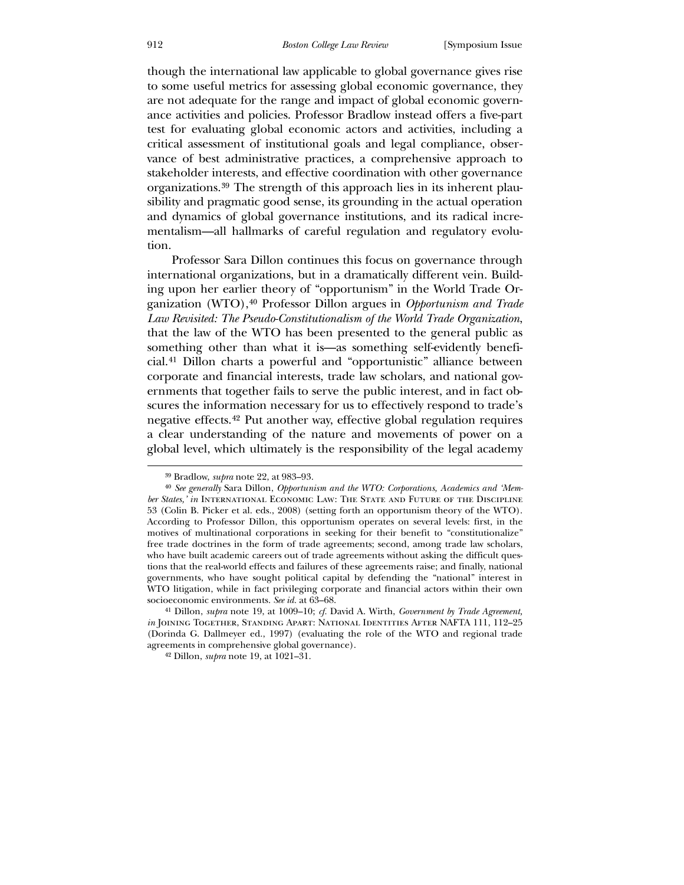though the international law applicable to global governance gives rise to some useful metrics for assessing global economic governance, they are not adequate for the range and impact of global economic governance activities and policies. Professor Bradlow instead offers a five-part test for evaluating global economic actors and activities, including a critical assessment of institutional goals and legal compliance, observance of best administrative practices, a comprehensive approach to stakeholder interests, and effective coordination with other governance organizations.[39] The strength of this approach lies in its inherent plausibility and pragmatic good sense, its grounding in the actual operation and dynamics of global governance institutions, and its radical incrementalism—all hallmarks of careful regulation and regulatory evolution.

Professor Sara Dillon continues this focus on governance through international organizations, but in a dramatically different vein. Building upon her earlier theory of "opportunism" in the World Trade Organization (WTO),[40] Professor Dillon argues in *Opportunism and Trade Law Revisited: The Pseudo-Constitutionalism of the World Trade Organization*, that the law of the WTO has been presented to the general public as something other than what it is—as something self-evidently beneficial.[41] Dillon charts a powerful and "opportunistic" alliance between corporate and financial interests, trade law scholars, and national governments that together fails to serve the public interest, and in fact obscures the information necessary for us to effectively respond to trade's negative effects.[42] Put another way, effective global regulation requires a clear understanding of the nature and movements of power on a global level, which ultimately is the responsibility of the legal academy

---

[39] Bradlow, *supra* note 22, at 983–93.

[40] *See generally* Sara Dillon, *Opportunism and the WTO: Corporations, Academics and 'Member States,' in* International Economic Law: The State and Future of the Discipline 53 (Colin B. Picker et al. eds., 2008) (setting forth an opportunism theory of the WTO). According to Professor Dillon, this opportunism operates on several levels: first, in the motives of multinational corporations in seeking for their benefit to "constitutionalize" free trade doctrines in the form of trade agreements; second, among trade law scholars, who have built academic careers out of trade agreements without asking the difficult questions that the real-world effects and failures of these agreements raise; and finally, national governments, who have sought political capital by defending the "national" interest in WTO litigation, while in fact privileging corporate and financial actors within their own socioeconomic environments. *See id.* at 63–68.

[41] Dillon, *supra* note 19, at 1009–10; *cf.* David A. Wirth, *Government by Trade Agreement, in* Joining Together, Standing Apart: National Identities After NAFTA 111, 112–25 (Dorinda G. Dallmeyer ed., 1997) (evaluating the role of the WTO and regional trade agreements in comprehensive global governance).

[42] Dillon, *supra* note 19, at 1021–31.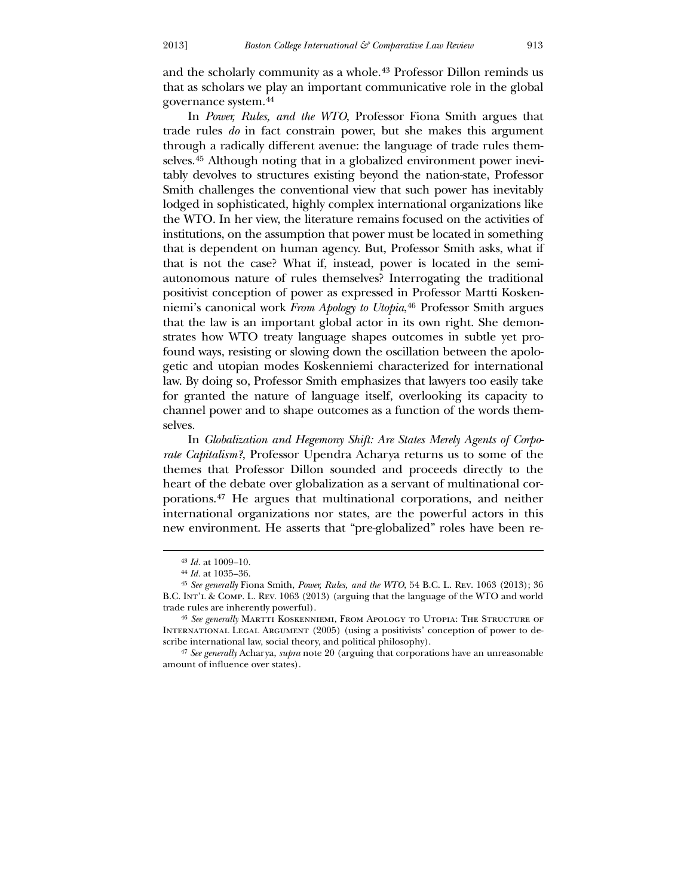and the scholarly community as a whole.[43] Professor Dillon reminds us that as scholars we play an important communicative role in the global governance system.[44]

In *Power, Rules, and the WTO*, Professor Fiona Smith argues that trade rules *do* in fact constrain power, but she makes this argument through a radically different avenue: the language of trade rules themselves.[45] Although noting that in a globalized environment power inevitably devolves to structures existing beyond the nation-state, Professor Smith challenges the conventional view that such power has inevitably lodged in sophisticated, highly complex international organizations like the WTO. In her view, the literature remains focused on the activities of institutions, on the assumption that power must be located in something that is dependent on human agency. But, Professor Smith asks, what if that is not the case? What if, instead, power is located in the semi-autonomous nature of rules themselves? Interrogating the traditional positivist conception of power as expressed in Professor Martti Koskenniemi's canonical work *From Apology to Utopia*,[46] Professor Smith argues that the law is an important global actor in its own right. She demonstrates how WTO treaty language shapes outcomes in subtle yet profound ways, resisting or slowing down the oscillation between the apologetic and utopian modes Koskenniemi characterized for international law. By doing so, Professor Smith emphasizes that lawyers too easily take for granted the nature of language itself, overlooking its capacity to channel power and to shape outcomes as a function of the words themselves.

In *Globalization and Hegemony Shift: Are States Merely Agents of Corporate Capitalism?*, Professor Upendra Acharya returns us to some of the themes that Professor Dillon sounded and proceeds directly to the heart of the debate over globalization as a servant of multinational corporations.[47] He argues that multinational corporations, and neither international organizations nor states, are the powerful actors in this new environment. He asserts that "pre-globalized" roles have been re-

---

[43] *Id.* at 1009–10.

[44] *Id.* at 1035–36.

[45] *See generally* Fiona Smith, *Power, Rules, and the WTO*, 54 B.C. L. Rev. 1063 (2013); 36 B.C. Int'l & Comp. L. Rev. 1063 (2013) (arguing that the language of the WTO and world trade rules are inherently powerful).

[46] *See generally* Martti Koskenniemi, From Apology to Utopia: The Structure of International Legal Argument (2005) (using a positivists' conception of power to describe international law, social theory, and political philosophy).

[47] *See generally* Acharya, *supra* note 20 (arguing that corporations have an unreasonable amount of influence over states).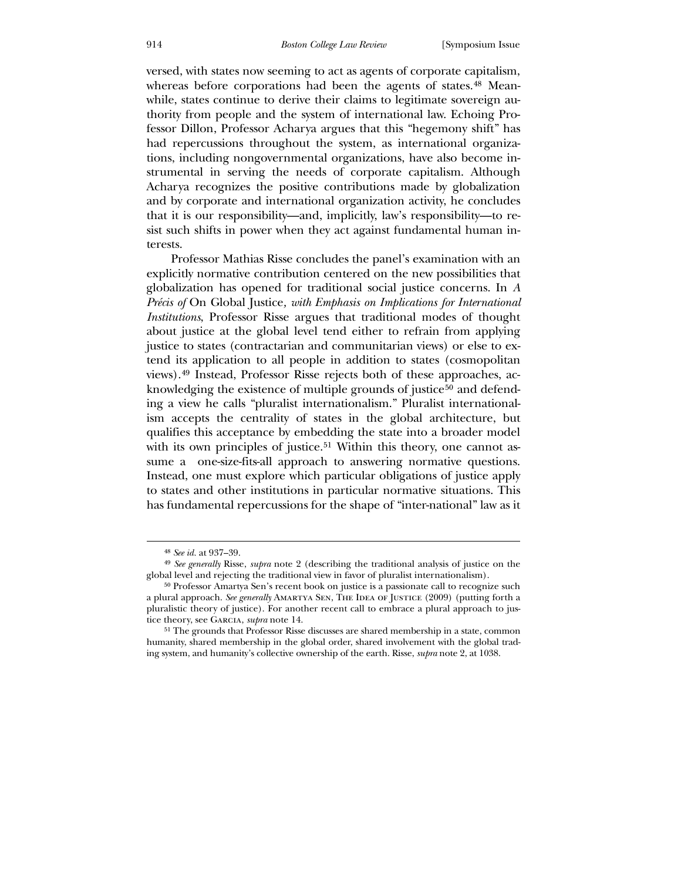versed, with states now seeming to act as agents of corporate capitalism, whereas before corporations had been the agents of states.[48] Meanwhile, states continue to derive their claims to legitimate sovereign authority from people and the system of international law. Echoing Professor Dillon, Professor Acharya argues that this "hegemony shift" has had repercussions throughout the system, as international organizations, including nongovernmental organizations, have also become instrumental in serving the needs of corporate capitalism. Although Acharya recognizes the positive contributions made by globalization and by corporate and international organization activity, he concludes that it is our responsibility—and, implicitly, law's responsibility—to resist such shifts in power when they act against fundamental human interests.

Professor Mathias Risse concludes the panel's examination with an explicitly normative contribution centered on the new possibilities that globalization has opened for traditional social justice concerns. In *A Précis of* On Global Justice*, with Emphasis on Implications for International Institutions*, Professor Risse argues that traditional modes of thought about justice at the global level tend either to refrain from applying justice to states (contractarian and communitarian views) or else to extend its application to all people in addition to states (cosmopolitan views).[49] Instead, Professor Risse rejects both of these approaches, acknowledging the existence of multiple grounds of justice[50] and defending a view he calls "pluralist internationalism." Pluralist internationalism accepts the centrality of states in the global architecture, but qualifies this acceptance by embedding the state into a broader model with its own principles of justice.[51] Within this theory, one cannot assume a one-size-fits-all approach to answering normative questions. Instead, one must explore which particular obligations of justice apply to states and other institutions in particular normative situations. This has fundamental repercussions for the shape of "inter-national" law as it

---

[48] *See id.* at 937–39.

[49] *See generally* Risse, *supra* note 2 (describing the traditional analysis of justice on the global level and rejecting the traditional view in favor of pluralist internationalism).

[50] Professor Amartya Sen's recent book on justice is a passionate call to recognize such a plural approach. *See generally* Amartya Sen, The Idea of Justice (2009) (putting forth a pluralistic theory of justice). For another recent call to embrace a plural approach to justice theory, see Garcia, *supra* note 14.

[51] The grounds that Professor Risse discusses are shared membership in a state, common humanity, shared membership in the global order, shared involvement with the global trading system, and humanity's collective ownership of the earth. Risse, *supra* note 2, at 1038.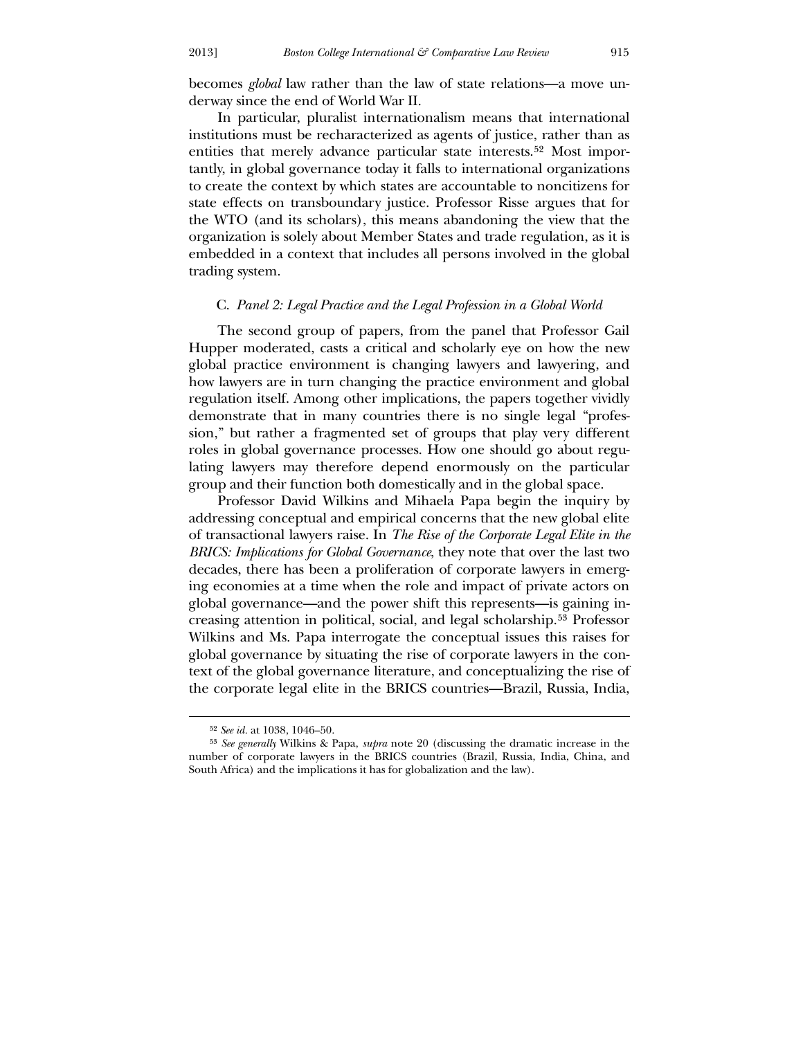becomes *global* law rather than the law of state relations—a move underway since the end of World War II.

In particular, pluralist internationalism means that international institutions must be recharacterized as agents of justice, rather than as entities that merely advance particular state interests.[52] Most importantly, in global governance today it falls to international organizations to create the context by which states are accountable to noncitizens for state effects on transboundary justice. Professor Risse argues that for the WTO (and its scholars), this means abandoning the view that the organization is solely about Member States and trade regulation, as it is embedded in a context that includes all persons involved in the global trading system.

### C. *Panel 2: Legal Practice and the Legal Profession in a Global World*

The second group of papers, from the panel that Professor Gail Hupper moderated, casts a critical and scholarly eye on how the new global practice environment is changing lawyers and lawyering, and how lawyers are in turn changing the practice environment and global regulation itself. Among other implications, the papers together vividly demonstrate that in many countries there is no single legal "profession," but rather a fragmented set of groups that play very different roles in global governance processes. How one should go about regulating lawyers may therefore depend enormously on the particular group and their function both domestically and in the global space.

Professor David Wilkins and Mihaela Papa begin the inquiry by addressing conceptual and empirical concerns that the new global elite of transactional lawyers raise. In *The Rise of the Corporate Legal Elite in the BRICS: Implications for Global Governance*, they note that over the last two decades, there has been a proliferation of corporate lawyers in emerging economies at a time when the role and impact of private actors on global governance—and the power shift this represents—is gaining increasing attention in political, social, and legal scholarship.[53] Professor Wilkins and Ms. Papa interrogate the conceptual issues this raises for global governance by situating the rise of corporate lawyers in the context of the global governance literature, and conceptualizing the rise of the corporate legal elite in the BRICS countries—Brazil, Russia, India,

---

[52] *See id.* at 1038, 1046–50.

[53] *See generally* Wilkins & Papa, *supra* note 20 (discussing the dramatic increase in the number of corporate lawyers in the BRICS countries (Brazil, Russia, India, China, and South Africa) and the implications it has for globalization and the law).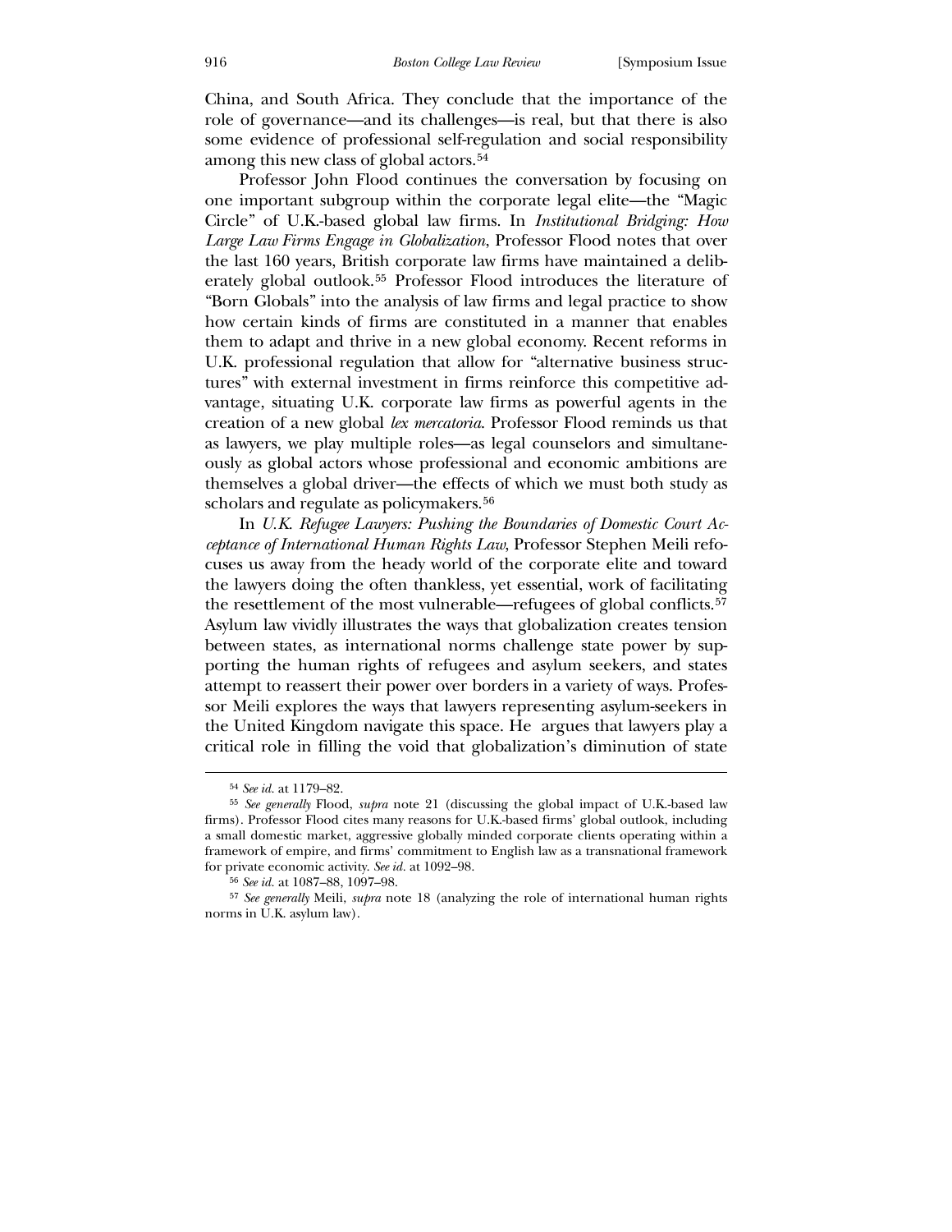China, and South Africa. They conclude that the importance of the role of governance—and its challenges—is real, but that there is also some evidence of professional self-regulation and social responsibility among this new class of global actors.[54]

Professor John Flood continues the conversation by focusing on one important subgroup within the corporate legal elite—the "Magic Circle" of U.K.-based global law firms. In *Institutional Bridging: How Large Law Firms Engage in Globalization*, Professor Flood notes that over the last 160 years, British corporate law firms have maintained a deliberately global outlook.[55] Professor Flood introduces the literature of "Born Globals" into the analysis of law firms and legal practice to show how certain kinds of firms are constituted in a manner that enables them to adapt and thrive in a new global economy. Recent reforms in U.K. professional regulation that allow for "alternative business structures" with external investment in firms reinforce this competitive advantage, situating U.K. corporate law firms as powerful agents in the creation of a new global *lex mercatoria*. Professor Flood reminds us that as lawyers, we play multiple roles—as legal counselors and simultaneously as global actors whose professional and economic ambitions are themselves a global driver—the effects of which we must both study as scholars and regulate as policymakers.[56]

In *U.K. Refugee Lawyers: Pushing the Boundaries of Domestic Court Acceptance of International Human Rights Law*, Professor Stephen Meili refocuses us away from the heady world of the corporate elite and toward the lawyers doing the often thankless, yet essential, work of facilitating the resettlement of the most vulnerable—refugees of global conflicts.[57] Asylum law vividly illustrates the ways that globalization creates tension between states, as international norms challenge state power by supporting the human rights of refugees and asylum seekers, and states attempt to reassert their power over borders in a variety of ways. Professor Meili explores the ways that lawyers representing asylum-seekers in the United Kingdom navigate this space. He argues that lawyers play a critical role in filling the void that globalization's diminution of state

---

[54] *See id.* at 1179–82.

[55] *See generally* Flood, *supra* note 21 (discussing the global impact of U.K.-based law firms). Professor Flood cites many reasons for U.K.-based firms' global outlook, including a small domestic market, aggressive globally minded corporate clients operating within a framework of empire, and firms' commitment to English law as a transnational framework for private economic activity. *See id.* at 1092–98.

[56] *See id.* at 1087–88, 1097–98.

[57] *See generally* Meili, *supra* note 18 (analyzing the role of international human rights norms in U.K. asylum law).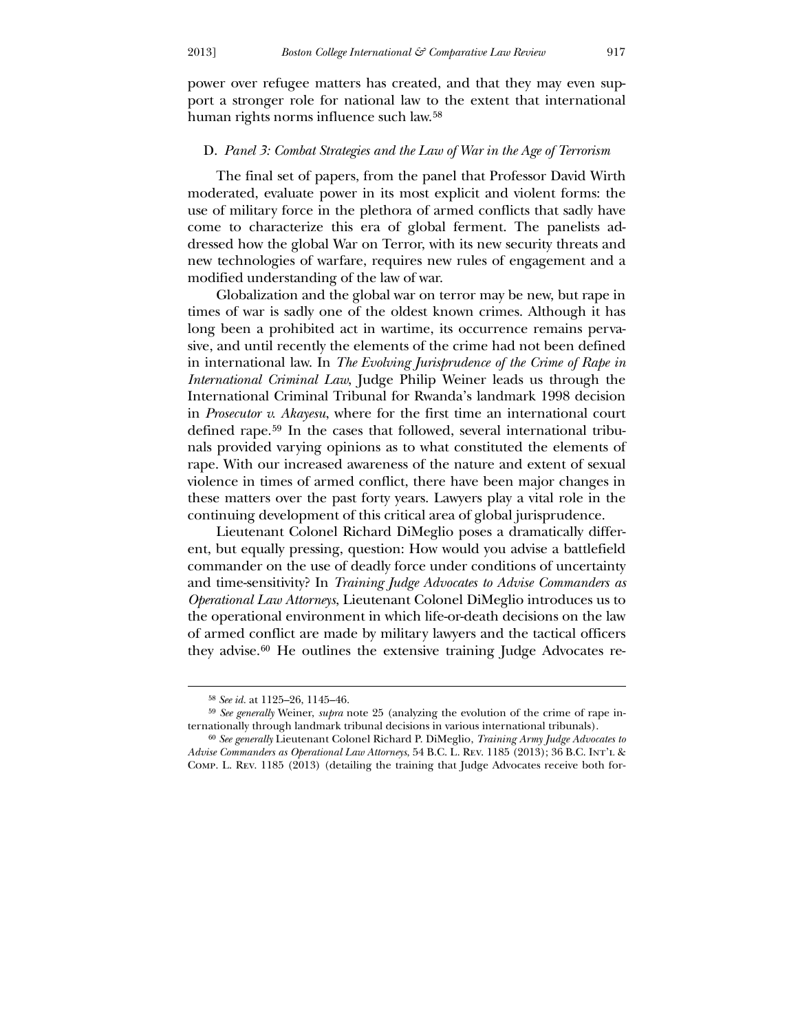power over refugee matters has created, and that they may even support a stronger role for national law to the extent that international human rights norms influence such law.[58]

### D. *Panel 3: Combat Strategies and the Law of War in the Age of Terrorism*

The final set of papers, from the panel that Professor David Wirth moderated, evaluate power in its most explicit and violent forms: the use of military force in the plethora of armed conflicts that sadly have come to characterize this era of global ferment. The panelists addressed how the global War on Terror, with its new security threats and new technologies of warfare, requires new rules of engagement and a modified understanding of the law of war.

Globalization and the global war on terror may be new, but rape in times of war is sadly one of the oldest known crimes. Although it has long been a prohibited act in wartime, its occurrence remains pervasive, and until recently the elements of the crime had not been defined in international law. In *The Evolving Jurisprudence of the Crime of Rape in International Criminal Law*, Judge Philip Weiner leads us through the International Criminal Tribunal for Rwanda's landmark 1998 decision in *Prosecutor v. Akayesu*, where for the first time an international court defined rape.[59] In the cases that followed, several international tribunals provided varying opinions as to what constituted the elements of rape. With our increased awareness of the nature and extent of sexual violence in times of armed conflict, there have been major changes in these matters over the past forty years. Lawyers play a vital role in the continuing development of this critical area of global jurisprudence.

Lieutenant Colonel Richard DiMeglio poses a dramatically different, but equally pressing, question: How would you advise a battlefield commander on the use of deadly force under conditions of uncertainty and time-sensitivity? In *Training Judge Advocates to Advise Commanders as Operational Law Attorneys*, Lieutenant Colonel DiMeglio introduces us to the operational environment in which life-or-death decisions on the law of armed conflict are made by military lawyers and the tactical officers they advise.[60] He outlines the extensive training Judge Advocates re-

---

[58] *See id.* at 1125–26, 1145–46.

[59] *See generally* Weiner, *supra* note 25 (analyzing the evolution of the crime of rape internationally through landmark tribunal decisions in various international tribunals).

[60] *See generally* Lieutenant Colonel Richard P. DiMeglio, *Training Army Judge Advocates to Advise Commanders as Operational Law Attorneys*, 54 B.C. L. Rev. 1185 (2013); 36 B.C. Int'l & Comp. L. Rev. 1185 (2013) (detailing the training that Judge Advocates receive both for-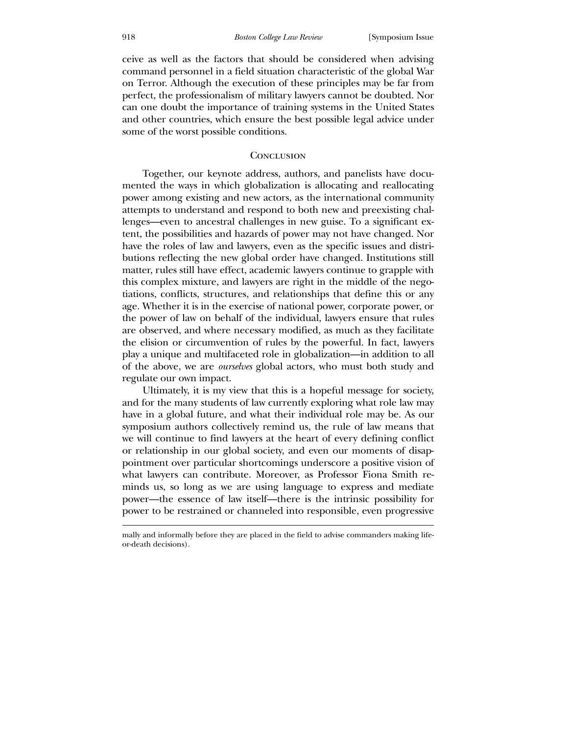ceive as well as the factors that should be considered when advising command personnel in a field situation characteristic of the global War on Terror. Although the execution of these principles may be far from perfect, the professionalism of military lawyers cannot be doubted. Nor can one doubt the importance of training systems in the United States and other countries, which ensure the best possible legal advice under some of the worst possible conditions.

## Conclusion

Together, our keynote address, authors, and panelists have documented the ways in which globalization is allocating and reallocating power among existing and new actors, as the international community attempts to understand and respond to both new and preexisting challenges—even to ancestral challenges in new guise. To a significant extent, the possibilities and hazards of power may not have changed. Nor have the roles of law and lawyers, even as the specific issues and distributions reflecting the new global order have changed. Institutions still matter, rules still have effect, academic lawyers continue to grapple with this complex mixture, and lawyers are right in the middle of the negotiations, conflicts, structures, and relationships that define this or any age. Whether it is in the exercise of national power, corporate power, or the power of law on behalf of the individual, lawyers ensure that rules are observed, and where necessary modified, as much as they facilitate the elision or circumvention of rules by the powerful. In fact, lawyers play a unique and multifaceted role in globalization—in addition to all of the above, we are *ourselves* global actors, who must both study and regulate our own impact.

Ultimately, it is my view that this is a hopeful message for society, and for the many students of law currently exploring what role law may have in a global future, and what their individual role may be. As our symposium authors collectively remind us, the rule of law means that we will continue to find lawyers at the heart of every defining conflict or relationship in our global society, and even our moments of disappointment over particular shortcomings underscore a positive vision of what lawyers can contribute. Moreover, as Professor Fiona Smith reminds us, so long as we are using language to express and mediate power—the essence of law itself—there is the intrinsic possibility for power to be restrained or channeled into responsible, even progressive

---

mally and informally before they are placed in the field to advise commanders making life-or-death decisions).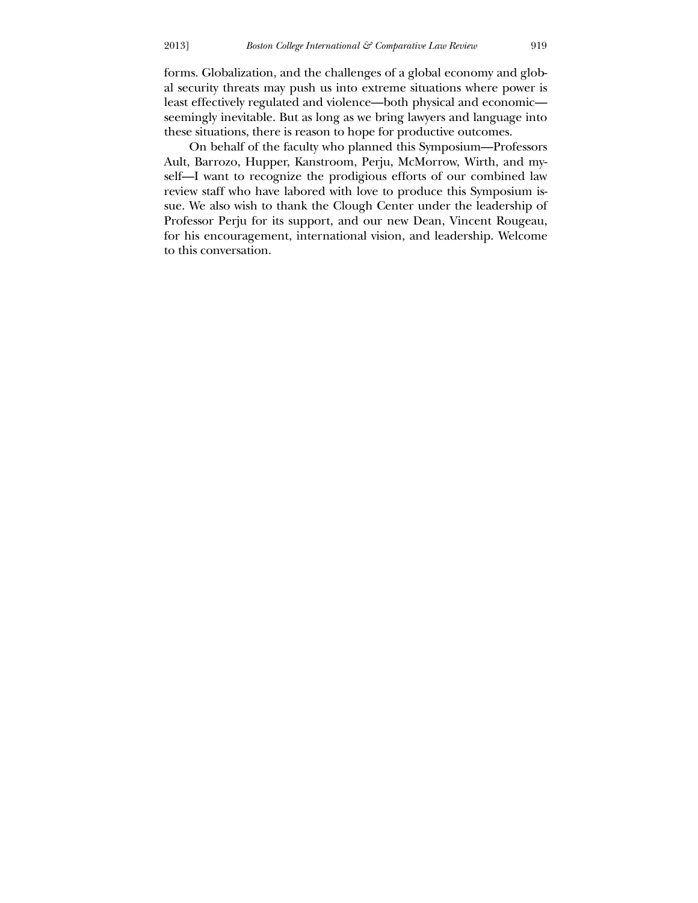forms. Globalization, and the challenges of a global economy and global security threats may push us into extreme situations where power is least effectively regulated and violence—both physical and economic—seemingly inevitable. But as long as we bring lawyers and language into these situations, there is reason to hope for productive outcomes.

On behalf of the faculty who planned this Symposium—Professors Ault, Barrozo, Hupper, Kanstroom, Perju, McMorrow, Wirth, and myself—I want to recognize the prodigious efforts of our combined law review staff who have labored with love to produce this Symposium issue. We also wish to thank the Clough Center under the leadership of Professor Perju for its support, and our new Dean, Vincent Rougeau, for his encouragement, international vision, and leadership. Welcome to this conversation.